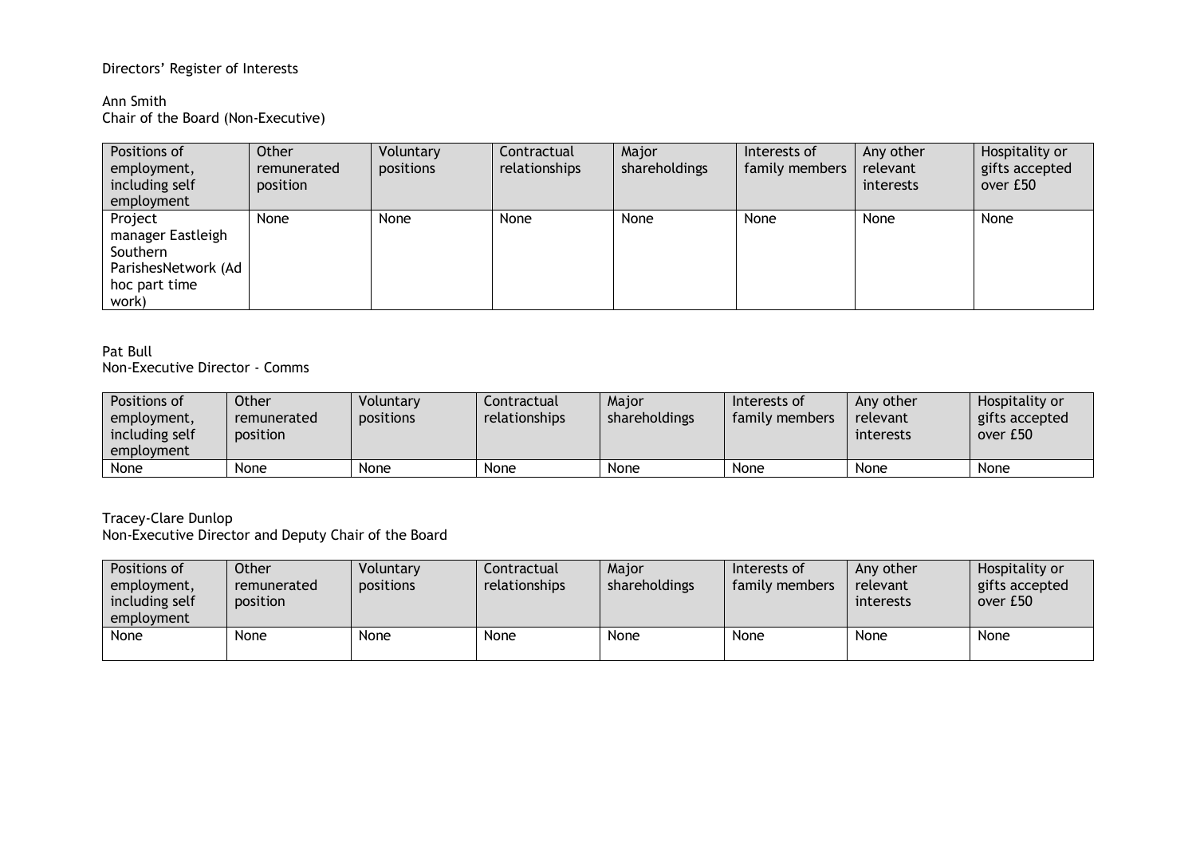# Directors' Register of Interests

## Ann Smith
Chair of the Board (Non-Executive)

| Positions of employment, including self employment | Other remunerated position | Voluntary positions | Contractual relationships | Major shareholdings | Interests of family members | Any other relevant interests | Hospitality or gifts accepted over £50 |
|---|---|---|---|---|---|---|---|
| Project manager Eastleigh Southern ParishesNetwork (Ad hoc part time work) | None | None | None | None | None | None | None |

## Pat Bull
Non-Executive Director - Comms

| Positions of employment, including self employment | Other remunerated position | Voluntary positions | Contractual relationships | Major shareholdings | Interests of family members | Any other relevant interests | Hospitality or gifts accepted over £50 |
|---|---|---|---|---|---|---|---|
| None | None | None | None | None | None | None | None |

## Tracey-Clare Dunlop
Non-Executive Director and Deputy Chair of the Board

| Positions of employment, including self employment | Other remunerated position | Voluntary positions | Contractual relationships | Major shareholdings | Interests of family members | Any other relevant interests | Hospitality or gifts accepted over £50 |
|---|---|---|---|---|---|---|---|
| None | None | None | None | None | None | None | None |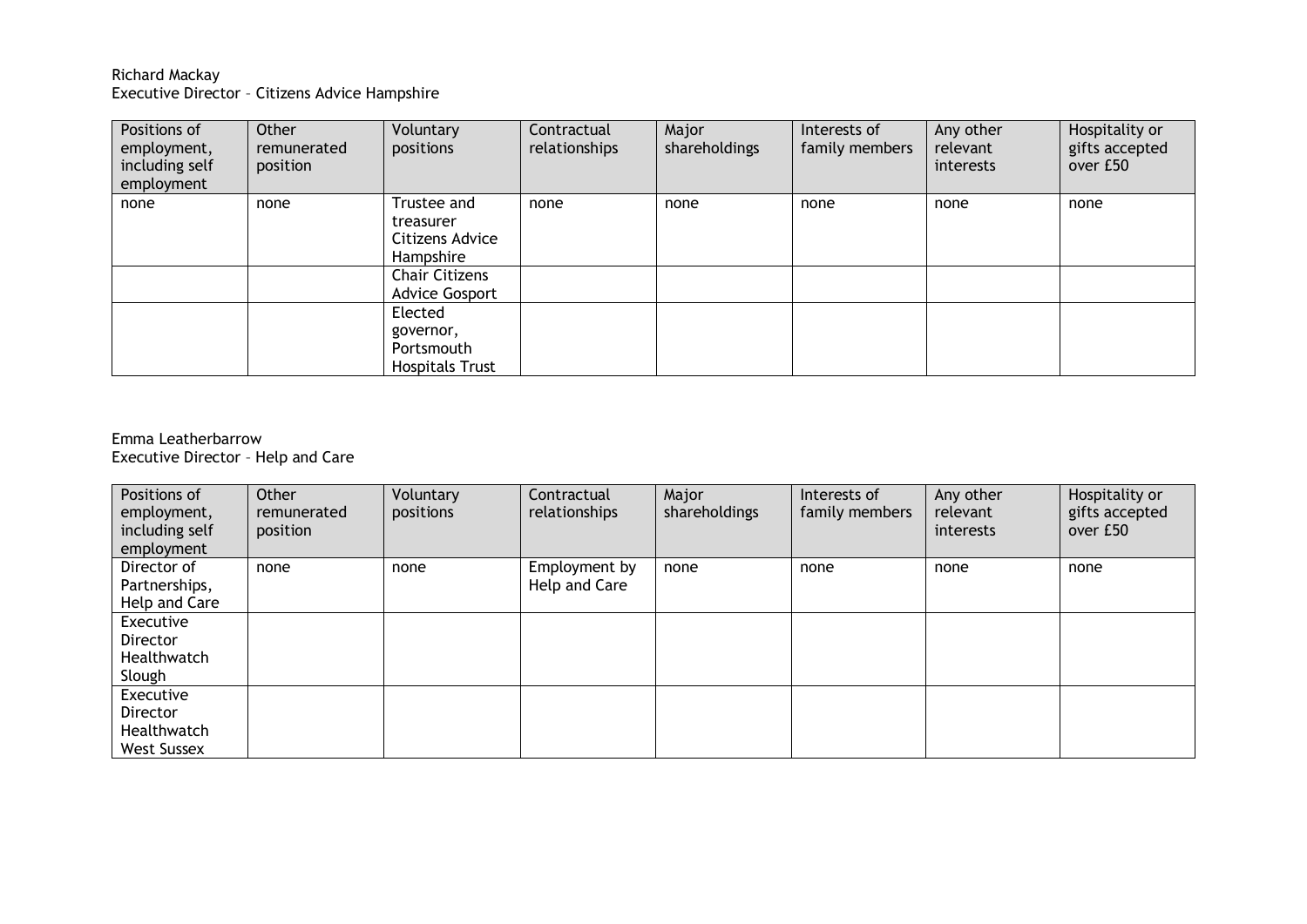Richard Mackay
Executive Director – Citizens Advice Hampshire

| Positions of employment, including self employment | Other remunerated position | Voluntary positions | Contractual relationships | Major shareholdings | Interests of family members | Any other relevant interests | Hospitality or gifts accepted over £50 |
|---|---|---|---|---|---|---|---|
| none | none | Trustee and treasurer Citizens Advice Hampshire | none | none | none | none | none |
| | | Chair Citizens Advice Gosport | | | | | |
| | | Elected governor, Portsmouth Hospitals Trust | | | | | |

Emma Leatherbarrow
Executive Director – Help and Care

| Positions of employment, including self employment | Other remunerated position | Voluntary positions | Contractual relationships | Major shareholdings | Interests of family members | Any other relevant interests | Hospitality or gifts accepted over £50 |
|---|---|---|---|---|---|---|---|
| Director of Partnerships, Help and Care | none | none | Employment by Help and Care | none | none | none | none |
| Executive Director Healthwatch Slough | | | | | | | |
| Executive Director Healthwatch West Sussex | | | | | | | |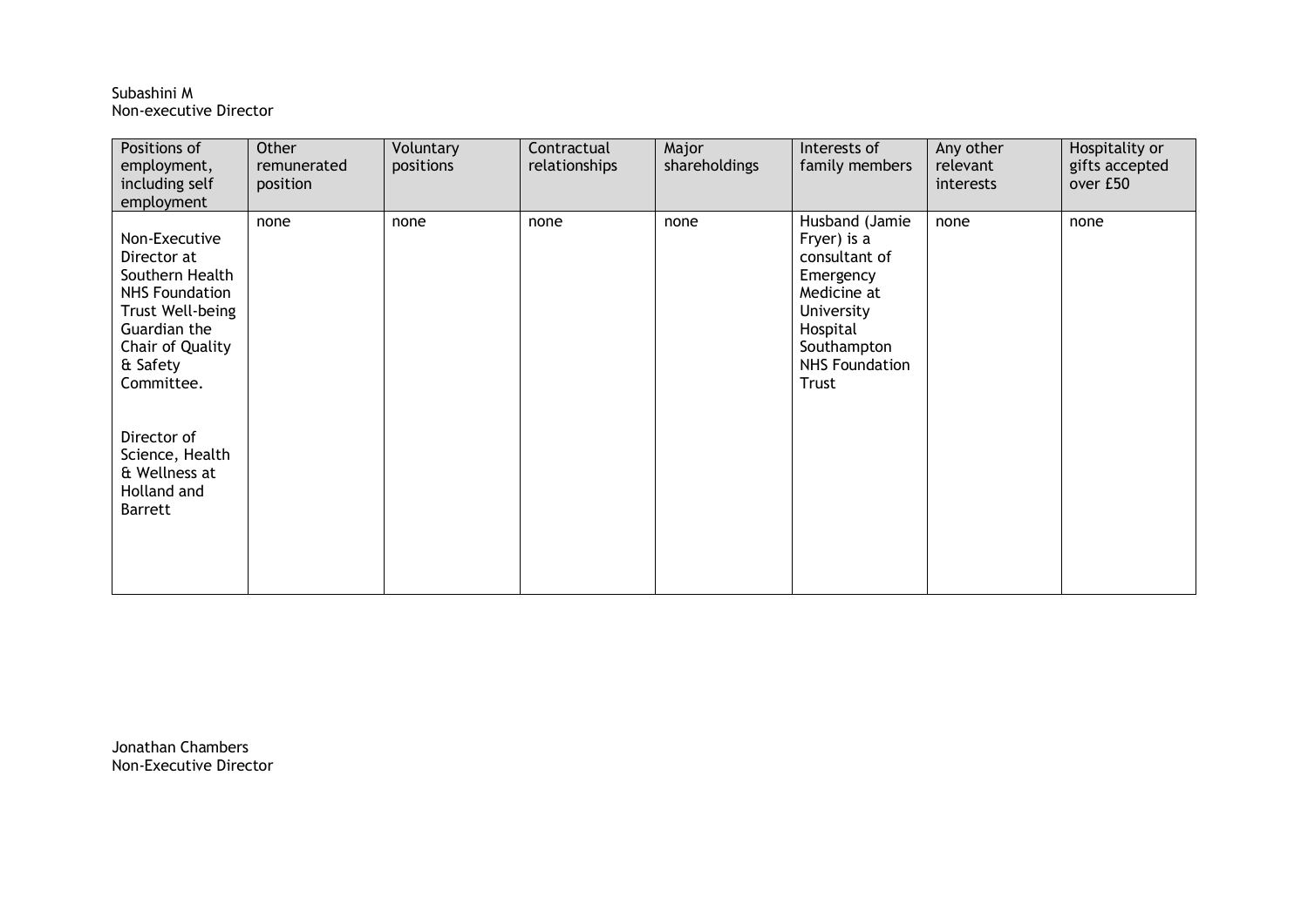Subashini M
Non-executive Director

| Positions of employment, including self employment | Other remunerated position | Voluntary positions | Contractual relationships | Major shareholdings | Interests of family members | Any other relevant interests | Hospitality or gifts accepted over £50 |
|---|---|---|---|---|---|---|---|
| Non-Executive Director at Southern Health NHS Foundation Trust Well-being Guardian the Chair of Quality & Safety Committee.<br><br>Director of Science, Health & Wellness at Holland and Barrett | none | none | none | none | Husband (Jamie Fryer) is a consultant of Emergency Medicine at University Hospital Southampton NHS Foundation Trust | none | none |

Jonathan Chambers
Non-Executive Director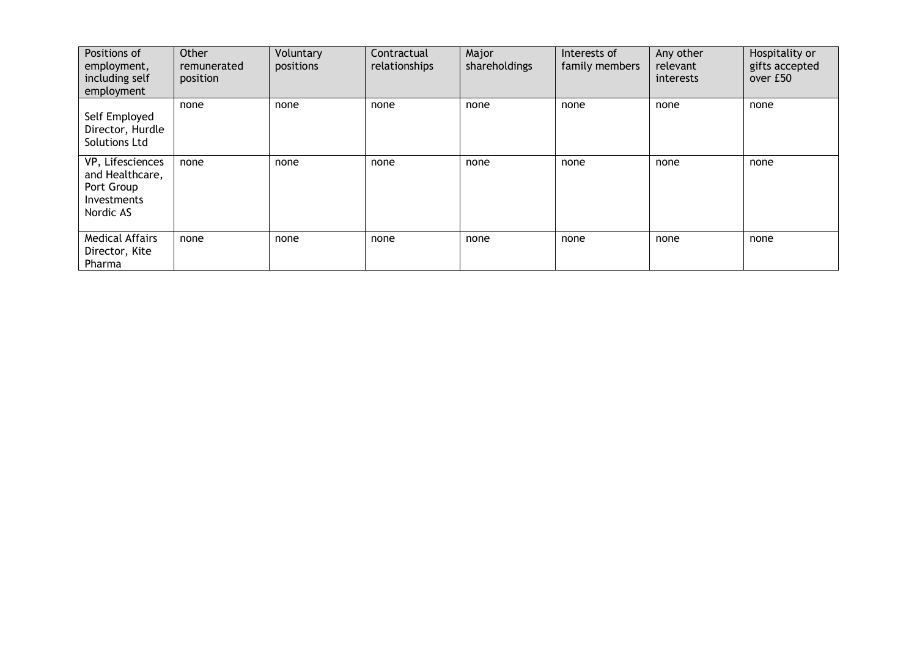| Positions of employment, including self employment | Other remunerated position | Voluntary positions | Contractual relationships | Major shareholdings | Interests of family members | Any other relevant interests | Hospitality or gifts accepted over £50 |
|---|---|---|---|---|---|---|---|
| Self Employed Director, Hurdle Solutions Ltd | none | none | none | none | none | none | none |
| VP, Lifesciences and Healthcare, Port Group Investments Nordic AS | none | none | none | none | none | none | none |
| Medical Affairs Director, Kite Pharma | none | none | none | none | none | none | none |